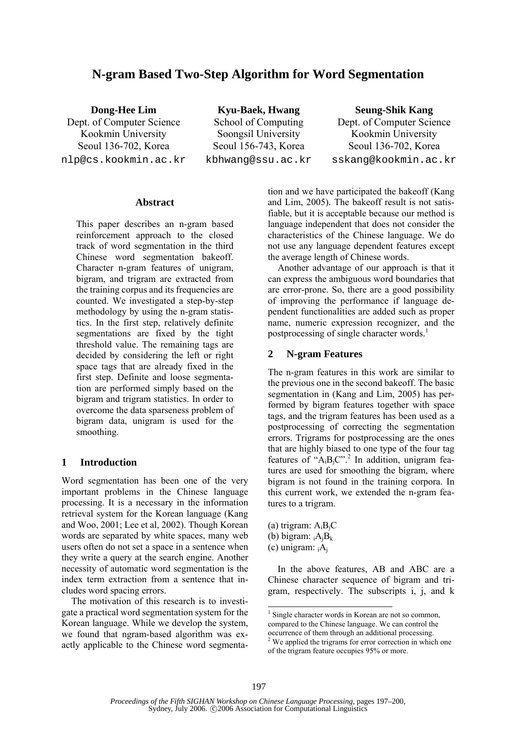# N-gram Based Two-Step Algorithm for Word Segmentation

**Dong-Hee Lim**
Dept. of Computer Science
Kookmin University
Seoul 136-702, Korea
nlp@cs.kookmin.ac.kr

**Kyu-Baek, Hwang**
School of Computing
Soongsil University
Seoul 156-743, Korea
kbhwang@ssu.ac.kr

**Seung-Shik Kang**
Dept. of Computer Science
Kookmin University
Seoul 136-702, Korea
sskang@kookmin.ac.kr

## Abstract

This paper describes an n-gram based reinforcement approach to the closed track of word segmentation in the third Chinese word segmentation bakeoff. Character n-gram features of unigram, bigram, and trigram are extracted from the training corpus and its frequencies are counted. We investigated a step-by-step methodology by using the n-gram statistics. In the first step, relatively definite segmentations are fixed by the tight threshold value. The remaining tags are decided by considering the left or right space tags that are already fixed in the first step. Definite and loose segmentation are performed simply based on the bigram and trigram statistics. In order to overcome the data sparseness problem of bigram data, unigram is used for the smoothing.

## 1 Introduction

Word segmentation has been one of the very important problems in the Chinese language processing. It is a necessary in the information retrieval system for the Korean language (Kang and Woo, 2001; Lee et al, 2002). Though Korean words are separated by white spaces, many web users often do not set a space in a sentence when they write a query at the search engine. Another necessity of automatic word segmentation is the index term extraction from a sentence that includes word spacing errors.

The motivation of this research is to investigate a practical word segmentation system for the Korean language. While we develop the system, we found that ngram-based algorithm was exactly applicable to the Chinese word segmentation and we have participated the bakeoff (Kang and Lim, 2005). The bakeoff result is not satisfiable, but it is acceptable because our method is language independent that does not consider the characteristics of the Chinese language. We do not use any language dependent features except the average length of Chinese words.

Another advantage of our approach is that it can express the ambiguous word boundaries that are error-prone. So, there are a good possibility of improving the performance if language dependent functionalities are added such as proper name, numeric expression recognizer, and the postprocessing of single character words.[1]

## 2 N-gram Features

The n-gram features in this work are similar to the previous one in the second bakeoff. The basic segmentation in (Kang and Lim, 2005) has performed by bigram features together with space tags, and the trigram features has been used as a postprocessing of correcting the segmentation errors. Trigrams for postprocessing are the ones that are highly biased to one type of the four tag features of "$A_iB_jC$".[2] In addition, unigram features are used for smoothing the bigram, where bigram is not found in the training corpora. In this current work, we extended the n-gram features to a trigram.

(a) trigram: $A_iB_jC$
(b) bigram: ${}_iA_jB_k$
(c) unigram: ${}_iA_j$

In the above features, AB and ABC are a Chinese character sequence of bigram and trigram, respectively. The subscripts i, j, and k

[1] Single character words in Korean are not so common, compared to the Chinese language. We can control the occurrence of them through an additional processing.

[2] We applied the trigrams for error correction in which one of the trigram feature occupies 95% or more.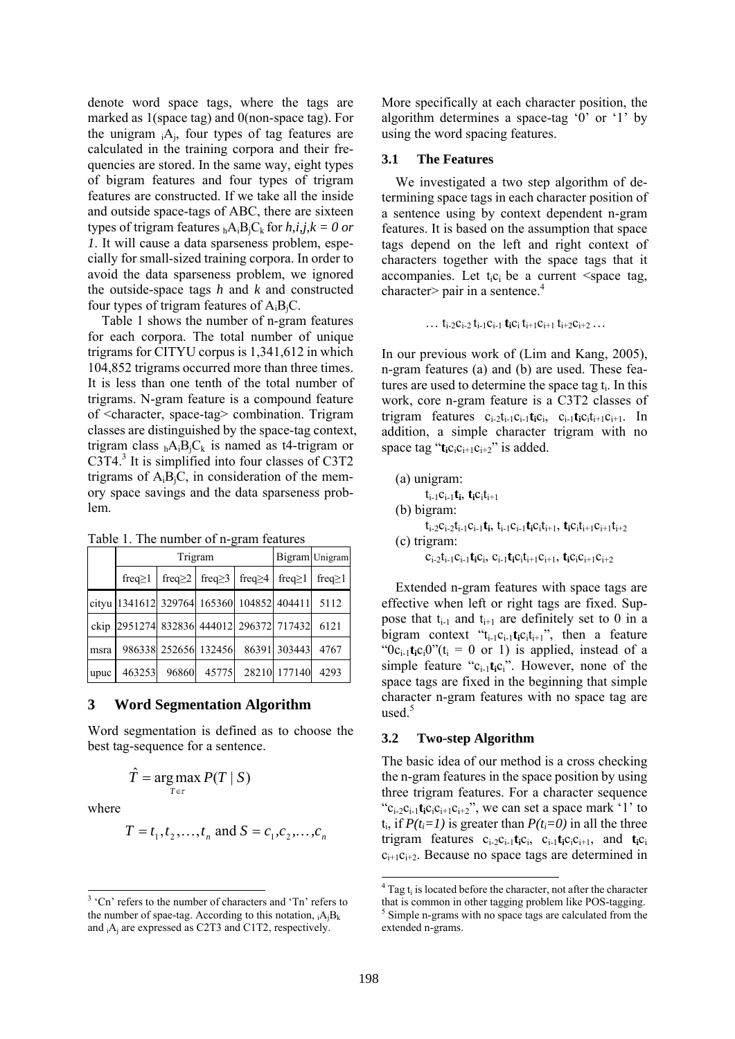denote word space tags, where the tags are marked as 1(space tag) and 0(non-space tag). For the unigram ${}_iA_j$, four types of tag features are calculated in the training corpora and their frequencies are stored. In the same way, eight types of bigram features and four types of trigram features are constructed. If we take all the inside and outside space-tags of ABC, there are sixteen types of trigram features ${}_hA_iB_jC_k$ for *h,i,j,k = 0 or 1*. It will cause a data sparseness problem, especially for small-sized training corpora. In order to avoid the data sparseness problem, we ignored the outside-space tags *h* and *k* and constructed four types of trigram features of $A_iB_jC$.

Table 1 shows the number of n-gram features for each corpora. The total number of unique trigrams for CITYU corpus is 1,341,612 in which 104,852 trigrams occurred more than three times. It is less than one tenth of the total number of trigrams. N-gram feature is a compound feature of <character, space-tag> combination. Trigram classes are distinguished by the space-tag context, trigram class ${}_hA_iB_jC_k$ is named as t4-trigram or C3T4.[3] It is simplified into four classes of C3T2 trigrams of $A_iB_jC$, in consideration of the memory space savings and the data sparseness problem.

Table 1. The number of n-gram features

| | Trigram | | | | Bigram | Unigram |
|---|---|---|---|---|---|---|
| | freq≥1 | freq≥2 | freq≥3 | freq≥4 | freq≥1 | freq≥1 |
| cityu | 1341612 | 329764 | 165360 | 104852 | 404411 | 5112 |
| ckip | 2951274 | 832836 | 444012 | 296372 | 717432 | 6121 |
| msra | 986338 | 252656 | 132456 | 86391 | 303443 | 4767 |
| upuc | 463253 | 96860 | 45775 | 28210 | 177140 | 4293 |

## 3 Word Segmentation Algorithm

Word segmentation is defined as to choose the best tag-sequence for a sentence.

$$\hat{T} = \arg\max_{T \in \tau} P(T \mid S)$$

where

$$T = t_1, t_2, \ldots, t_n \text{ and } S = c_1, c_2, \ldots, c_n$$

More specifically at each character position, the algorithm determines a space-tag '0' or '1' by using the word spacing features.

### 3.1 The Features

We investigated a two step algorithm of determining space tags in each character position of a sentence using by context dependent n-gram features. It is based on the assumption that space tags depend on the left and right context of characters together with the space tags that it accompanies. Let $t_ic_i$ be a current <space tag, character> pair in a sentence.[4]

$$\ldots\ t_{i-2}c_{i-2}\ t_{i-1}c_{i-1}\ \mathbf{t_i}c_i\ t_{i+1}c_{i+1}\ t_{i+2}c_{i+2}\ \ldots$$

In our previous work of (Lim and Kang, 2005), n-gram features (a) and (b) are used. These features are used to determine the space tag $t_i$. In this work, core n-gram feature is a C3T2 classes of trigram features $c_{i-2}t_{i-1}c_{i-1}\mathbf{t_i}c_i$, $c_{i-1}\mathbf{t_i}c_it_{i+1}c_{i+1}$. In addition, a simple character trigram with no space tag "$\mathbf{t_i}c_ic_{i+1}c_{i+2}$" is added.

(a) unigram:
$t_{i-1}c_{i-1}\mathbf{t_i}$, $\mathbf{t_i}c_it_{i+1}$

(b) bigram:
$t_{i-2}c_{i-2}t_{i-1}c_{i-1}\mathbf{t_i}$, $t_{i-1}c_{i-1}\mathbf{t_i}c_it_{i+1}$, $\mathbf{t_i}c_it_{i+1}c_{i+1}t_{i+2}$

(c) trigram:
$c_{i-2}t_{i-1}c_{i-1}\mathbf{t_i}c_i$, $c_{i-1}\mathbf{t_i}c_it_{i+1}c_{i+1}$, $\mathbf{t_i}c_ic_{i+1}c_{i+2}$

Extended n-gram features with space tags are effective when left or right tags are fixed. Suppose that $t_{i-1}$ and $t_{i+1}$ are definitely set to 0 in a bigram context "$t_{i-1}c_{i-1}\mathbf{t_i}c_it_{i+1}$", then a feature "$0c_{i-1}\mathbf{t_i}c_i0$"($t_i$ = 0 or 1) is applied, instead of a simple feature "$c_{i-1}\mathbf{t_i}c_i$". However, none of the space tags are fixed in the beginning that simple character n-gram features with no space tag are used.[5]

### 3.2 Two-step Algorithm

The basic idea of our method is a cross checking the n-gram features in the space position by using three trigram features. For a character sequence "$c_{i-2}c_{i-1}\mathbf{t_i}c_ic_{i+1}c_{i+2}$", we can set a space mark '1' to $t_i$, if $P(t_i{=}1)$ is greater than $P(t_i{=}0)$ in all the three trigram features $c_{i-2}c_{i-1}\mathbf{t_i}c_i$, $c_{i-1}\mathbf{t_i}c_ic_{i+1}$, and $\mathbf{t_i}c_ic_{i+1}c_{i+2}$. Because no space tags are determined in

---

[3] 'Cn' refers to the number of characters and 'Tn' refers to the number of spae-tag. According to this notation, ${}_iA_jB_k$ and ${}_iA_j$ are expressed as C2T3 and C1T2, respectively.

[4] Tag $t_i$ is located before the character, not after the character that is common in other tagging problem like POS-tagging.

[5] Simple n-grams with no space tags are calculated from the extended n-grams.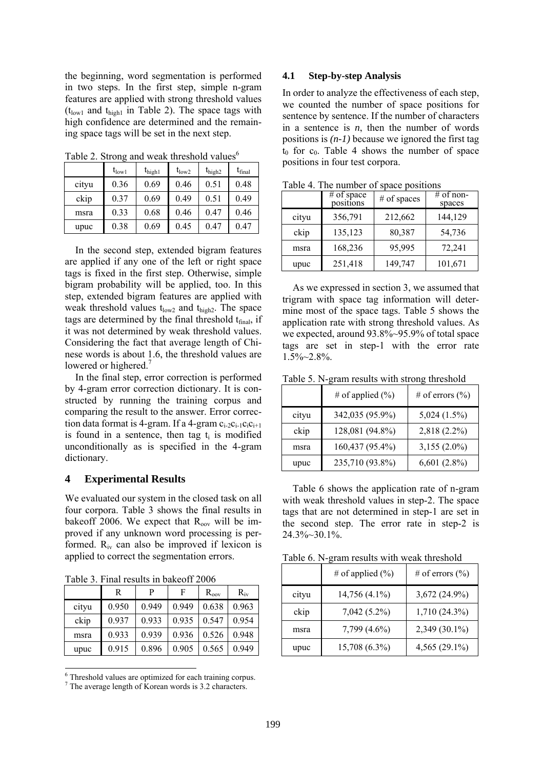the beginning, word segmentation is performed in two steps. In the first step, simple n-gram features are applied with strong threshold values ($t_{low1}$ and $t_{high1}$ in Table 2). The space tags with high confidence are determined and the remaining space tags will be set in the next step.

Table 2. Strong and weak threshold values[6]

| | $t_{low1}$ | $t_{high1}$ | $t_{low2}$ | $t_{high2}$ | $t_{final}$ |
|---|---|---|---|---|---|
| cityu | 0.36 | 0.69 | 0.46 | 0.51 | 0.48 |
| ckip | 0.37 | 0.69 | 0.49 | 0.51 | 0.49 |
| msra | 0.33 | 0.68 | 0.46 | 0.47 | 0.46 |
| upuc | 0.38 | 0.69 | 0.45 | 0.47 | 0.47 |

In the second step, extended bigram features are applied if any one of the left or right space tags is fixed in the first step. Otherwise, simple bigram probability will be applied, too. In this step, extended bigram features are applied with weak threshold values $t_{low2}$ and $t_{high2}$. The space tags are determined by the final threshold $t_{final}$, if it was not determined by weak threshold values. Considering the fact that average length of Chinese words is about 1.6, the threshold values are lowered or highered.[7]

In the final step, error correction is performed by 4-gram error correction dictionary. It is constructed by running the training corpus and comparing the result to the answer. Error correction data format is 4-gram. If a 4-gram $c_{i-2}c_{i-1}c_ic_{i+1}$ is found in a sentence, then tag $t_i$ is modified unconditionally as is specified in the 4-gram dictionary.

## 4 Experimental Results

We evaluated our system in the closed task on all four corpora. Table 3 shows the final results in bakeoff 2006. We expect that $R_{oov}$ will be improved if any unknown word processing is performed. $R_{iv}$ can also be improved if lexicon is applied to correct the segmentation errors.

Table 3. Final results in bakeoff 2006

| | R | P | F | $R_{oov}$ | $R_{iv}$ |
|---|---|---|---|---|---|
| cityu | 0.950 | 0.949 | 0.949 | 0.638 | 0.963 |
| ckip | 0.937 | 0.933 | 0.935 | 0.547 | 0.954 |
| msra | 0.933 | 0.939 | 0.936 | 0.526 | 0.948 |
| upuc | 0.915 | 0.896 | 0.905 | 0.565 | 0.949 |

### 4.1 Step-by-step Analysis

In order to analyze the effectiveness of each step, we counted the number of space positions for sentence by sentence. If the number of characters in a sentence is *n*, then the number of words positions is *(n-1)* because we ignored the first tag $t_0$ for $c_0$. Table 4 shows the number of space positions in four test corpora.

Table 4. The number of space positions

| | # of space positions | # of spaces | # of non-spaces |
|---|---|---|---|
| cityu | 356,791 | 212,662 | 144,129 |
| ckip | 135,123 | 80,387 | 54,736 |
| msra | 168,236 | 95,995 | 72,241 |
| upuc | 251,418 | 149,747 | 101,671 |

As we expressed in section 3, we assumed that trigram with space tag information will determine most of the space tags. Table 5 shows the application rate with strong threshold values. As we expected, around 93.8%~95.9% of total space tags are set in step-1 with the error rate 1.5%~2.8%.

Table 5. N-gram results with strong threshold

| | # of applied (%) | # of errors (%) |
|---|---|---|
| cityu | 342,035 (95.9%) | 5,024 (1.5%) |
| ckip | 128,081 (94.8%) | 2,818 (2.2%) |
| msra | 160,437 (95.4%) | 3,155 (2.0%) |
| upuc | 235,710 (93.8%) | 6,601 (2.8%) |

Table 6 shows the application rate of n-gram with weak threshold values in step-2. The space tags that are not determined in step-1 are set in the second step. The error rate in step-2 is 24.3%~30.1%.

Table 6. N-gram results with weak threshold

| | # of applied (%) | # of errors (%) |
|---|---|---|
| cityu | 14,756 (4.1%) | 3,672 (24.9%) |
| ckip | 7,042 (5.2%) | 1,710 (24.3%) |
| msra | 7,799 (4.6%) | 2,349 (30.1%) |
| upuc | 15,708 (6.3%) | 4,565 (29.1%) |

[6] Threshold values are optimized for each training corpus.
[7] The average length of Korean words is 3.2 characters.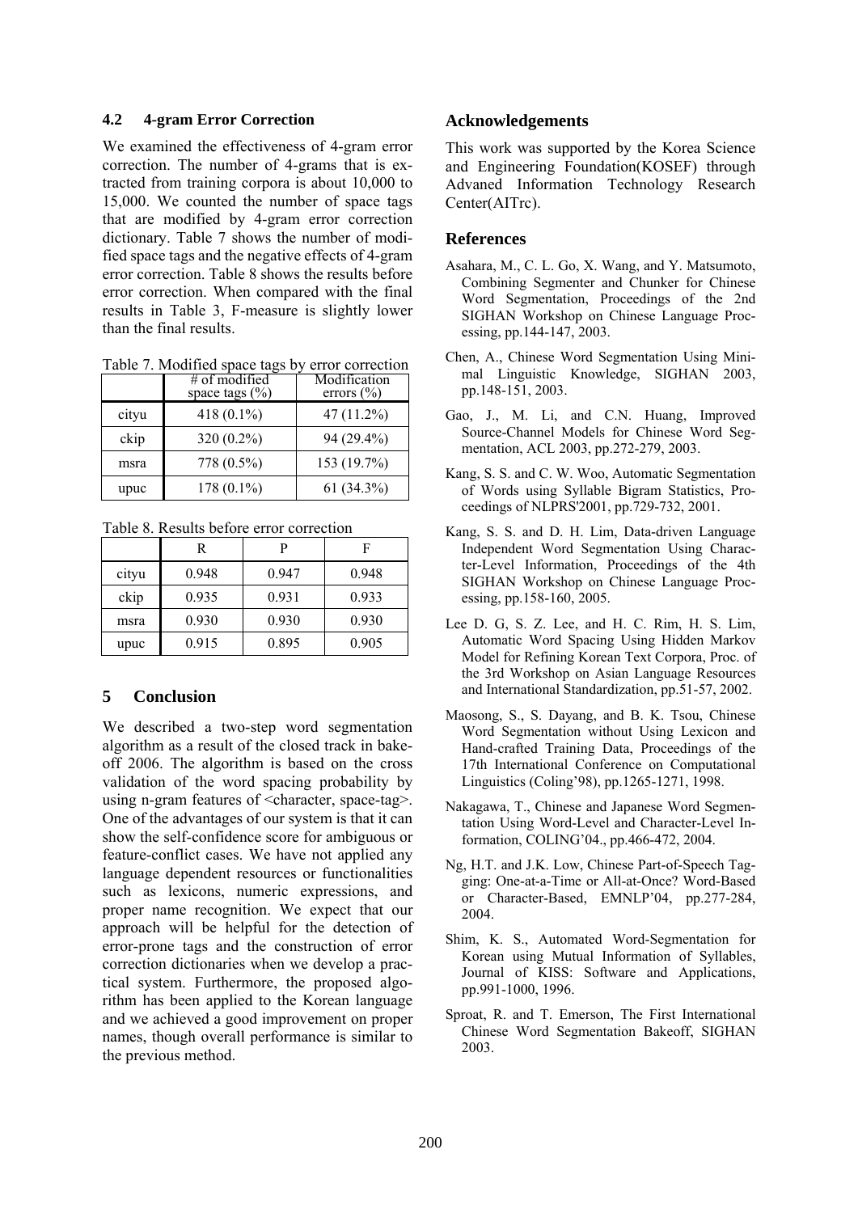### 4.2 4-gram Error Correction

We examined the effectiveness of 4-gram error correction. The number of 4-grams that is extracted from training corpora is about 10,000 to 15,000. We counted the number of space tags that are modified by 4-gram error correction dictionary. Table 7 shows the number of modified space tags and the negative effects of 4-gram error correction. Table 8 shows the results before error correction. When compared with the final results in Table 3, F-measure is slightly lower than the final results.

Table 7. Modified space tags by error correction

| | # of modified space tags (%) | Modification errors (%) |
|---|---|---|
| cityu | 418 (0.1%) | 47 (11.2%) |
| ckip | 320 (0.2%) | 94 (29.4%) |
| msra | 778 (0.5%) | 153 (19.7%) |
| upuc | 178 (0.1%) | 61 (34.3%) |

Table 8. Results before error correction

| | R | P | F |
|---|---|---|---|
| cityu | 0.948 | 0.947 | 0.948 |
| ckip | 0.935 | 0.931 | 0.933 |
| msra | 0.930 | 0.930 | 0.930 |
| upuc | 0.915 | 0.895 | 0.905 |

## 5 Conclusion

We described a two-step word segmentation algorithm as a result of the closed track in bakeoff 2006. The algorithm is based on the cross validation of the word spacing probability by using n-gram features of <character, space-tag>. One of the advantages of our system is that it can show the self-confidence score for ambiguous or feature-conflict cases. We have not applied any language dependent resources or functionalities such as lexicons, numeric expressions, and proper name recognition. We expect that our approach will be helpful for the detection of error-prone tags and the construction of error correction dictionaries when we develop a practical system. Furthermore, the proposed algorithm has been applied to the Korean language and we achieved a good improvement on proper names, though overall performance is similar to the previous method.

## Acknowledgements

This work was supported by the Korea Science and Engineering Foundation(KOSEF) through Advaned Information Technology Research Center(AITrc).

## References

Asahara, M., C. L. Go, X. Wang, and Y. Matsumoto, Combining Segmenter and Chunker for Chinese Word Segmentation, Proceedings of the 2nd SIGHAN Workshop on Chinese Language Processing, pp.144-147, 2003.

Chen, A., Chinese Word Segmentation Using Minimal Linguistic Knowledge, SIGHAN 2003, pp.148-151, 2003.

Gao, J., M. Li, and C.N. Huang, Improved Source-Channel Models for Chinese Word Segmentation, ACL 2003, pp.272-279, 2003.

Kang, S. S. and C. W. Woo, Automatic Segmentation of Words using Syllable Bigram Statistics, Proceedings of NLPRS'2001, pp.729-732, 2001.

Kang, S. S. and D. H. Lim, Data-driven Language Independent Word Segmentation Using Character-Level Information, Proceedings of the 4th SIGHAN Workshop on Chinese Language Processing, pp.158-160, 2005.

Lee D. G, S. Z. Lee, and H. C. Rim, H. S. Lim, Automatic Word Spacing Using Hidden Markov Model for Refining Korean Text Corpora, Proc. of the 3rd Workshop on Asian Language Resources and International Standardization, pp.51-57, 2002.

Maosong, S., S. Dayang, and B. K. Tsou, Chinese Word Segmentation without Using Lexicon and Hand-crafted Training Data, Proceedings of the 17th International Conference on Computational Linguistics (Coling'98), pp.1265-1271, 1998.

Nakagawa, T., Chinese and Japanese Word Segmentation Using Word-Level and Character-Level Information, COLING'04., pp.466-472, 2004.

Ng, H.T. and J.K. Low, Chinese Part-of-Speech Tagging: One-at-a-Time or All-at-Once? Word-Based or Character-Based, EMNLP'04, pp.277-284, 2004.

Shim, K. S., Automated Word-Segmentation for Korean using Mutual Information of Syllables, Journal of KISS: Software and Applications, pp.991-1000, 1996.

Sproat, R. and T. Emerson, The First International Chinese Word Segmentation Bakeoff, SIGHAN 2003.